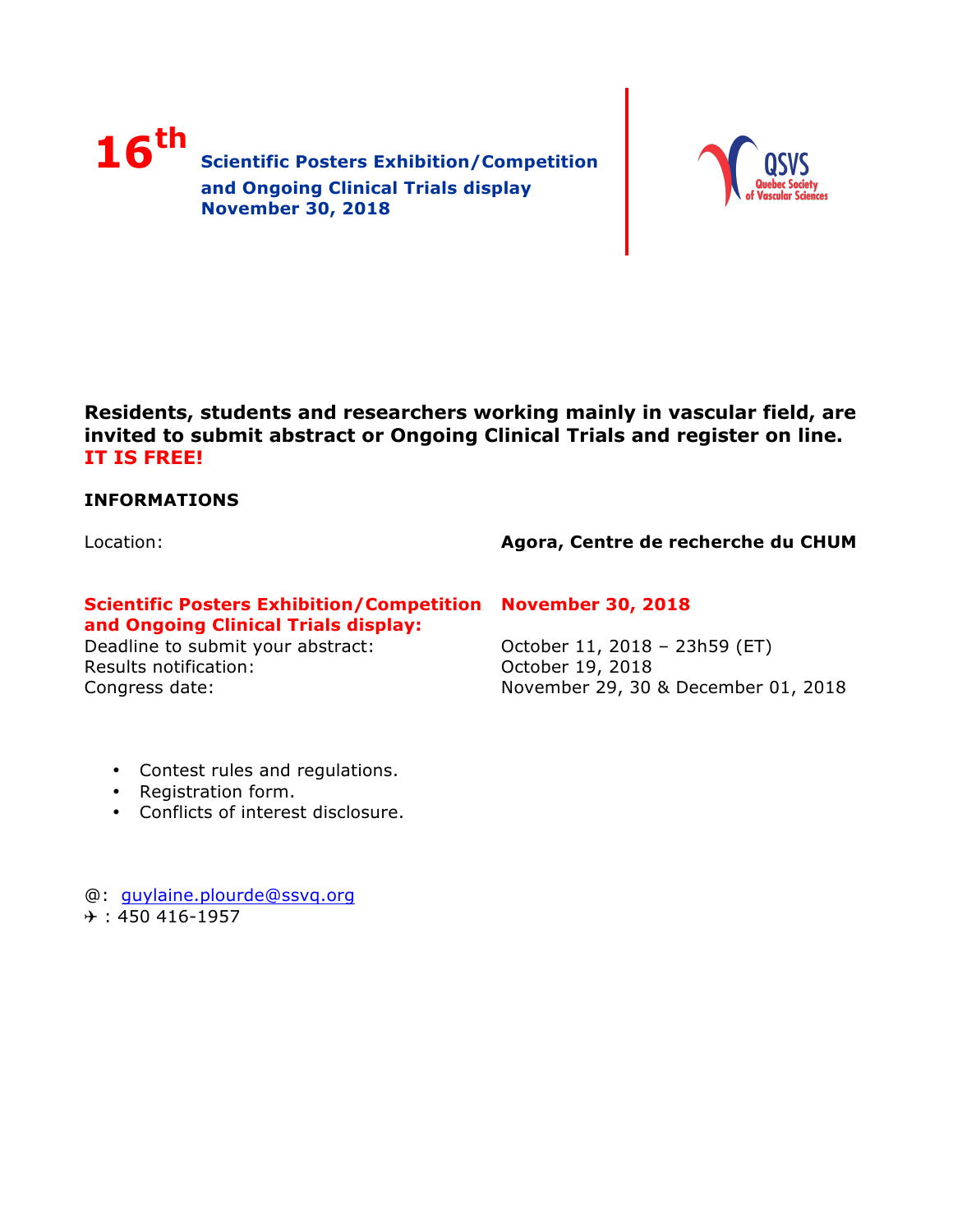# 16th Scientific Posters Exhibition/Competition and Ongoing Clinical Trials display November 30, 2018

QSVS
Quebec Society of Vascular Sciences

**Residents, students and researchers working mainly in vascular field, are invited to submit abstract or Ongoing Clinical Trials and register on line. IT IS FREE!**

**INFORMATIONS**

Location: **Agora, Centre de recherche du CHUM**

**Scientific Posters Exhibition/Competition and Ongoing Clinical Trials display:** **November 30, 2018**

Deadline to submit your abstract: October 11, 2018 – 23h59 (ET)
Results notification: October 19, 2018
Congress date: November 29, 30 & December 01, 2018

- Contest rules and regulations.
- Registration form.
- Conflicts of interest disclosure.

@: guylaine.plourde@ssvq.org
✈ : 450 416-1957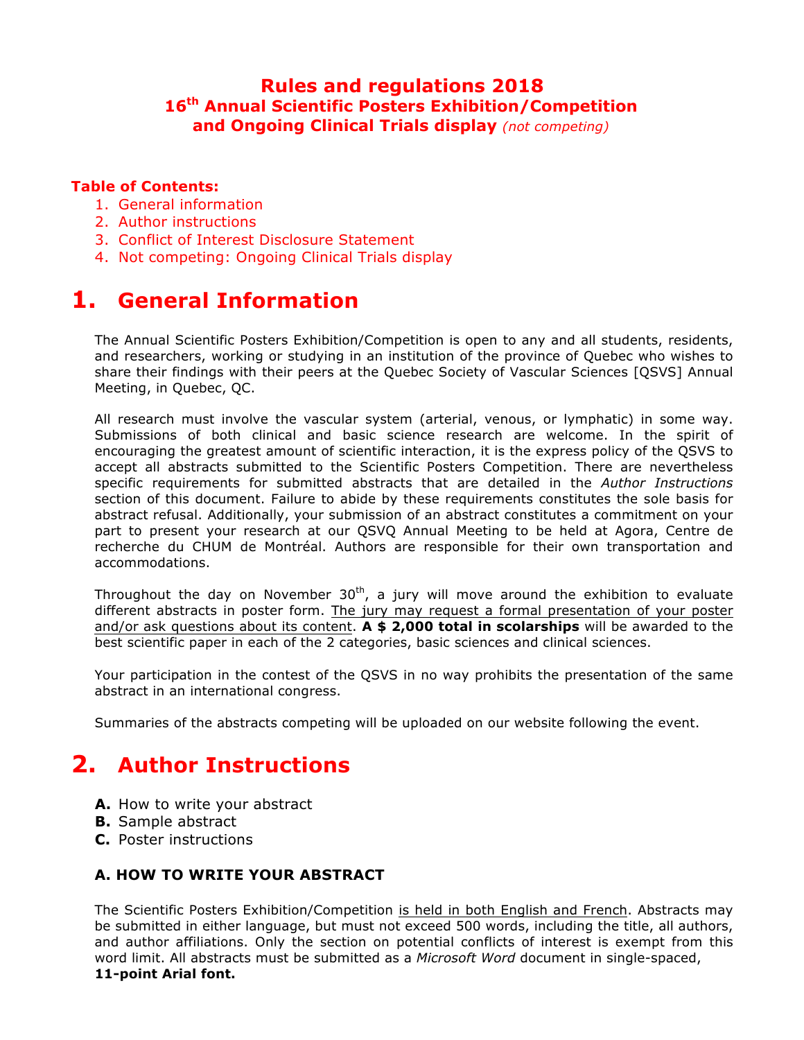# Rules and regulations 2018
## 16th Annual Scientific Posters Exhibition/Competition and Ongoing Clinical Trials display *(not competing)*

**Table of Contents:**

1. General information
2. Author instructions
3. Conflict of Interest Disclosure Statement
4. Not competing: Ongoing Clinical Trials display

# 1. General Information

The Annual Scientific Posters Exhibition/Competition is open to any and all students, residents, and researchers, working or studying in an institution of the province of Quebec who wishes to share their findings with their peers at the Quebec Society of Vascular Sciences [QSVS] Annual Meeting, in Quebec, QC.

All research must involve the vascular system (arterial, venous, or lymphatic) in some way. Submissions of both clinical and basic science research are welcome. In the spirit of encouraging the greatest amount of scientific interaction, it is the express policy of the QSVS to accept all abstracts submitted to the Scientific Posters Competition. There are nevertheless specific requirements for submitted abstracts that are detailed in the *Author Instructions* section of this document. Failure to abide by these requirements constitutes the sole basis for abstract refusal. Additionally, your submission of an abstract constitutes a commitment on your part to present your research at our QSVQ Annual Meeting to be held at Agora, Centre de recherche du CHUM de Montréal. Authors are responsible for their own transportation and accommodations.

Throughout the day on November 30th, a jury will move around the exhibition to evaluate different abstracts in poster form. The jury may request a formal presentation of your poster and/or ask questions about its content. **A $ 2,000 total in scolarships** will be awarded to the best scientific paper in each of the 2 categories, basic sciences and clinical sciences.

Your participation in the contest of the QSVS in no way prohibits the presentation of the same abstract in an international congress.

Summaries of the abstracts competing will be uploaded on our website following the event.

# 2. Author Instructions

- **A.** How to write your abstract
- **B.** Sample abstract
- **C.** Poster instructions

### A. HOW TO WRITE YOUR ABSTRACT

The Scientific Posters Exhibition/Competition is held in both English and French. Abstracts may be submitted in either language, but must not exceed 500 words, including the title, all authors, and author affiliations. Only the section on potential conflicts of interest is exempt from this word limit. All abstracts must be submitted as a *Microsoft Word* document in single-spaced, **11-point Arial font.**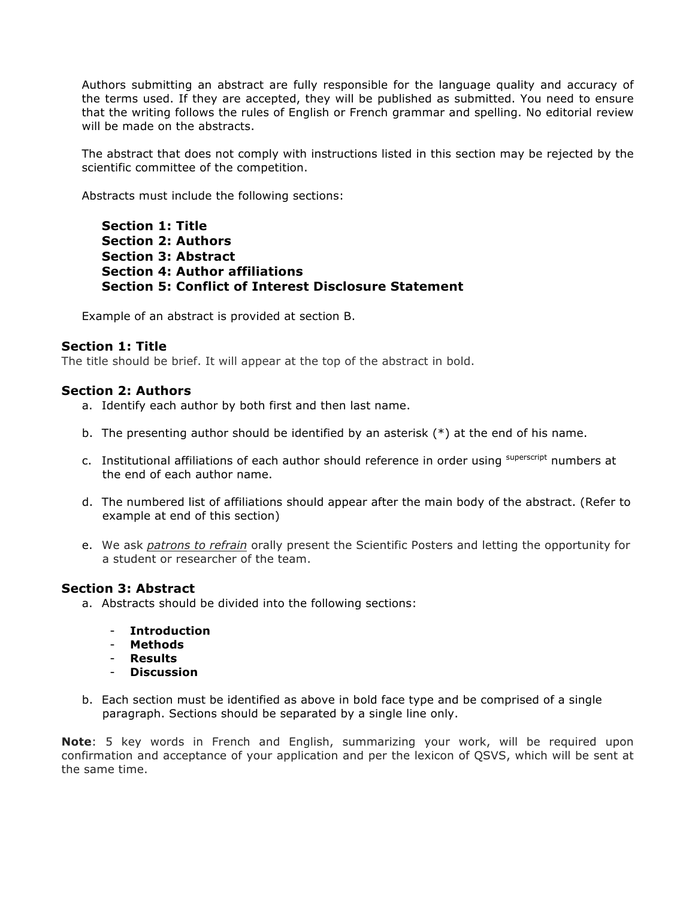Authors submitting an abstract are fully responsible for the language quality and accuracy of the terms used. If they are accepted, they will be published as submitted. You need to ensure that the writing follows the rules of English or French grammar and spelling. No editorial review will be made on the abstracts.

The abstract that does not comply with instructions listed in this section may be rejected by the scientific committee of the competition.

Abstracts must include the following sections:

**Section 1: Title**
**Section 2: Authors**
**Section 3: Abstract**
**Section 4: Author affiliations**
**Section 5: Conflict of Interest Disclosure Statement**

Example of an abstract is provided at section B.

### Section 1: Title

The title should be brief. It will appear at the top of the abstract in bold.

### Section 2: Authors

a. Identify each author by both first and then last name.

b. The presenting author should be identified by an asterisk (*) at the end of his name.

c. Institutional affiliations of each author should reference in order using superscript numbers at the end of each author name.

d. The numbered list of affiliations should appear after the main body of the abstract. (Refer to example at end of this section)

e. We ask ***patrons to refrain*** orally present the Scientific Posters and letting the opportunity for a student or researcher of the team.

### Section 3: Abstract

a. Abstracts should be divided into the following sections:

- **Introduction**
- **Methods**
- **Results**
- **Discussion**

b. Each section must be identified as above in bold face type and be comprised of a single paragraph. Sections should be separated by a single line only.

**Note**: 5 key words in French and English, summarizing your work, will be required upon confirmation and acceptance of your application and per the lexicon of QSVS, which will be sent at the same time.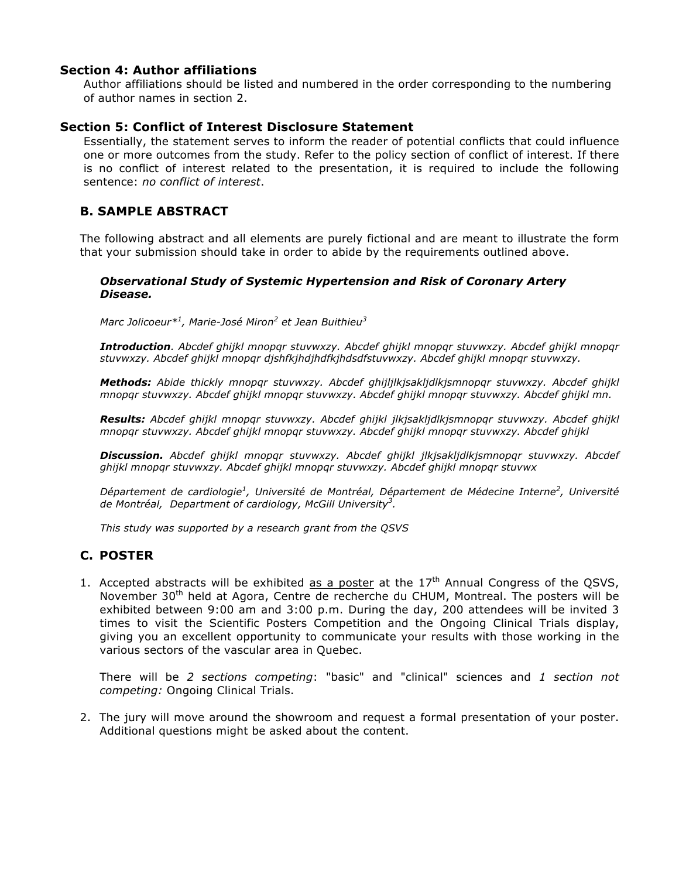### Section 4: Author affiliations

Author affiliations should be listed and numbered in the order corresponding to the numbering of author names in section 2.

### Section 5: Conflict of Interest Disclosure Statement

Essentially, the statement serves to inform the reader of potential conflicts that could influence one or more outcomes from the study. Refer to the policy section of conflict of interest. If there is no conflict of interest related to the presentation, it is required to include the following sentence: *no conflict of interest*.

## B. SAMPLE ABSTRACT

The following abstract and all elements are purely fictional and are meant to illustrate the form that your submission should take in order to abide by the requirements outlined above.

***Observational Study of Systemic Hypertension and Risk of Coronary Artery Disease.***

*Marc Jolicoeur*[1], Marie-José Miron[2] et Jean Buithieu[3]*

***Introduction**. Abcdef ghijkl mnopqr stuvwxzy. Abcdef ghijkl mnopqr stuvwxzy. Abcdef ghijkl mnopqr stuvwxzy. Abcdef ghijkl mnopqr djshfkjhdjhdfkjhdsdfstuvwxzy. Abcdef ghijkl mnopqr stuvwxzy.*

***Methods:** Abide thickly mnopqr stuvwxzy. Abcdef ghijljlkjsakljdlkjsmnopqr stuvwxzy. Abcdef ghijkl mnopqr stuvwxzy. Abcdef ghijkl mnopqr stuvwxzy. Abcdef ghijkl mnopqr stuvwxzy. Abcdef ghijkl mn.*

***Results:** Abcdef ghijkl mnopqr stuvwxzy. Abcdef ghijkl jlkjsakljdlkjsmnopqr stuvwxzy. Abcdef ghijkl mnopqr stuvwxzy. Abcdef ghijkl mnopqr stuvwxzy. Abcdef ghijkl mnopqr stuvwxzy. Abcdef ghijkl*

***Discussion.** Abcdef ghijkl mnopqr stuvwxzy. Abcdef ghijkl jlkjsakljdlkjsmnopqr stuvwxzy. Abcdef ghijkl mnopqr stuvwxzy. Abcdef ghijkl mnopqr stuvwxzy. Abcdef ghijkl mnopqr stuvwx*

*Département de cardiologie[1], Université de Montréal, Département de Médecine Interne[2], Université de Montréal, Department of cardiology, McGill University[3].*

*This study was supported by a research grant from the QSVS*

## C. POSTER

1. Accepted abstracts will be exhibited <u>as a poster</u> at the 17th Annual Congress of the QSVS, November 30th held at Agora, Centre de recherche du CHUM, Montreal. The posters will be exhibited between 9:00 am and 3:00 p.m. During the day, 200 attendees will be invited 3 times to visit the Scientific Posters Competition and the Ongoing Clinical Trials display, giving you an excellent opportunity to communicate your results with those working in the various sectors of the vascular area in Quebec.

   There will be *2 sections competing*: "basic" and "clinical" sciences and *1 section not competing:* Ongoing Clinical Trials.

2. The jury will move around the showroom and request a formal presentation of your poster. Additional questions might be asked about the content.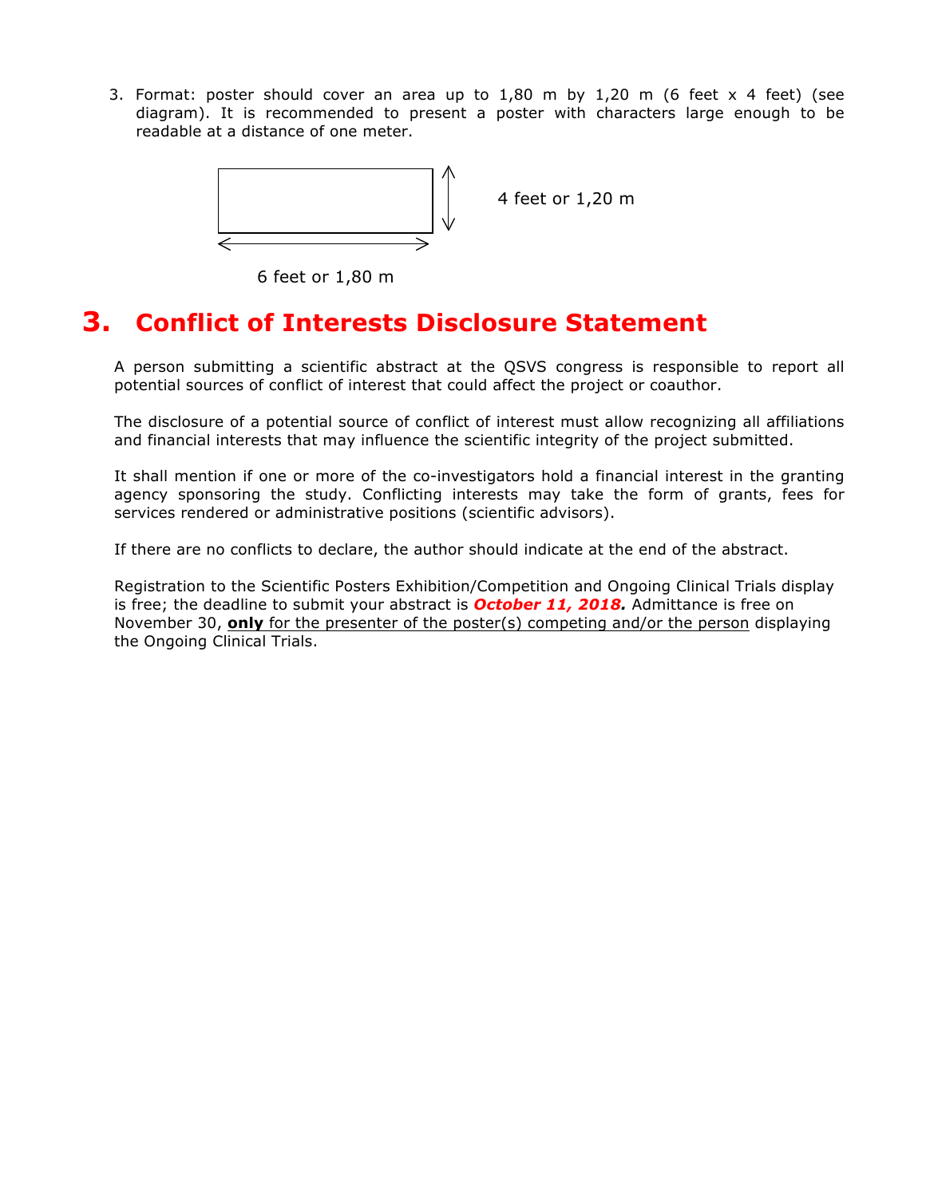3. Format: poster should cover an area up to 1,80 m by 1,20 m (6 feet x 4 feet) (see diagram). It is recommended to present a poster with characters large enough to be readable at a distance of one meter.

4 feet or 1,20 m

6 feet or 1,80 m

# 3. Conflict of Interests Disclosure Statement

A person submitting a scientific abstract at the QSVS congress is responsible to report all potential sources of conflict of interest that could affect the project or coauthor.

The disclosure of a potential source of conflict of interest must allow recognizing all affiliations and financial interests that may influence the scientific integrity of the project submitted.

It shall mention if one or more of the co-investigators hold a financial interest in the granting agency sponsoring the study. Conflicting interests may take the form of grants, fees for services rendered or administrative positions (scientific advisors).

If there are no conflicts to declare, the author should indicate at the end of the abstract.

Registration to the Scientific Posters Exhibition/Competition and Ongoing Clinical Trials display is free; the deadline to submit your abstract is ***October 11, 2018.*** Admittance is free on November 30, **only** for the presenter of the poster(s) competing and/or the person displaying the Ongoing Clinical Trials.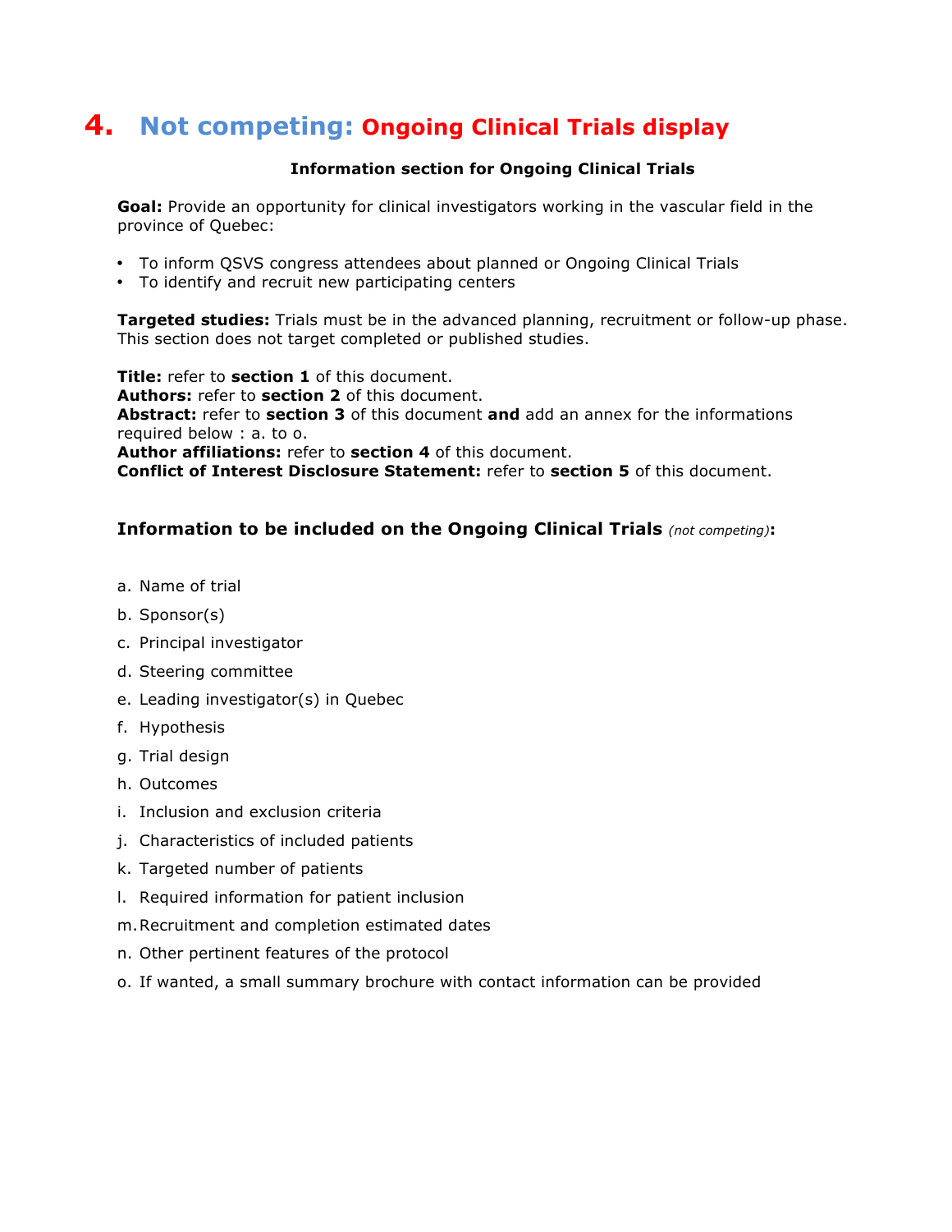# 4. Not competing: Ongoing Clinical Trials display

**Information section for Ongoing Clinical Trials**

**Goal:** Provide an opportunity for clinical investigators working in the vascular field in the province of Quebec:

- To inform QSVS congress attendees about planned or Ongoing Clinical Trials
- To identify and recruit new participating centers

**Targeted studies:** Trials must be in the advanced planning, recruitment or follow-up phase. This section does not target completed or published studies.

**Title:** refer to **section 1** of this document.
**Authors:** refer to **section 2** of this document.
**Abstract:** refer to **section 3** of this document **and** add an annex for the informations required below : a. to o.
**Author affiliations:** refer to **section 4** of this document.
**Conflict of Interest Disclosure Statement:** refer to **section 5** of this document.

### Information to be included on the Ongoing Clinical Trials *(not competing)*:

a. Name of trial
b. Sponsor(s)
c. Principal investigator
d. Steering committee
e. Leading investigator(s) in Quebec
f. Hypothesis
g. Trial design
h. Outcomes
i. Inclusion and exclusion criteria
j. Characteristics of included patients
k. Targeted number of patients
l. Required information for patient inclusion
m. Recruitment and completion estimated dates
n. Other pertinent features of the protocol
o. If wanted, a small summary brochure with contact information can be provided